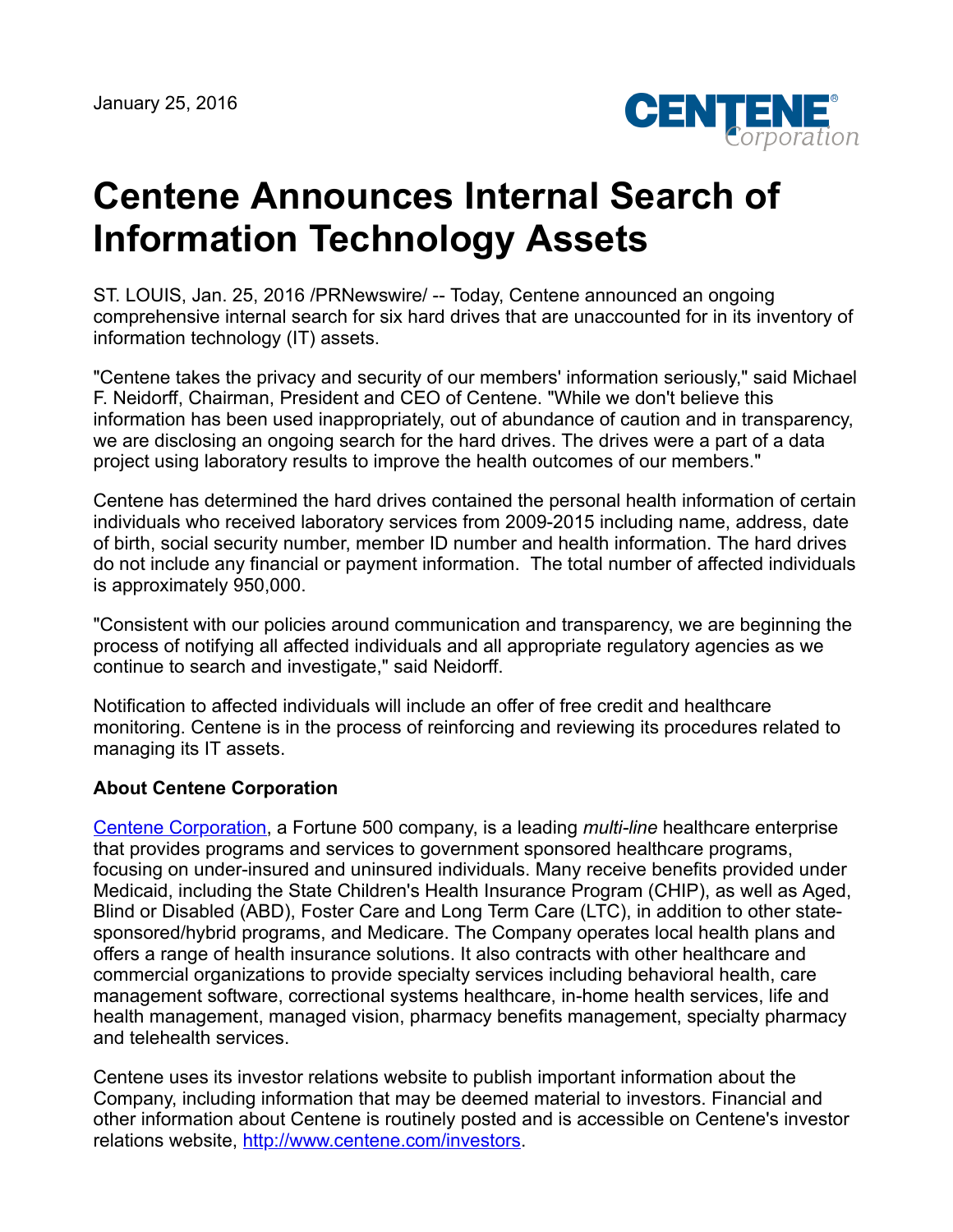January 25, 2016

# Centene Announces Internal Search of Information Technology Assets

ST. LOUIS, Jan. 25, 2016 /PRNewswire/ -- Today, Centene announced an ongoing comprehensive internal search for six hard drives that are unaccounted for in its inventory of information technology (IT) assets.

"Centene takes the privacy and security of our members' information seriously," said Michael F. Neidorff, Chairman, President and CEO of Centene. "While we don't believe this information has been used inappropriately, out of abundance of caution and in transparency, we are disclosing an ongoing search for the hard drives. The drives were a part of a data project using laboratory results to improve the health outcomes of our members."

Centene has determined the hard drives contained the personal health information of certain individuals who received laboratory services from 2009-2015 including name, address, date of birth, social security number, member ID number and health information. The hard drives do not include any financial or payment information. The total number of affected individuals is approximately 950,000.

"Consistent with our policies around communication and transparency, we are beginning the process of notifying all affected individuals and all appropriate regulatory agencies as we continue to search and investigate," said Neidorff.

Notification to affected individuals will include an offer of free credit and healthcare monitoring. Centene is in the process of reinforcing and reviewing its procedures related to managing its IT assets.

**About Centene Corporation**

[Centene Corporation](http://www.centene.com), a Fortune 500 company, is a leading *multi-line* healthcare enterprise that provides programs and services to government sponsored healthcare programs, focusing on under-insured and uninsured individuals. Many receive benefits provided under Medicaid, including the State Children's Health Insurance Program (CHIP), as well as Aged, Blind or Disabled (ABD), Foster Care and Long Term Care (LTC), in addition to other state-sponsored/hybrid programs, and Medicare. The Company operates local health plans and offers a range of health insurance solutions. It also contracts with other healthcare and commercial organizations to provide specialty services including behavioral health, care management software, correctional systems healthcare, in-home health services, life and health management, managed vision, pharmacy benefits management, specialty pharmacy and telehealth services.

Centene uses its investor relations website to publish important information about the Company, including information that may be deemed material to investors. Financial and other information about Centene is routinely posted and is accessible on Centene's investor relations website, [http://www.centene.com/investors](http://www.centene.com/investors).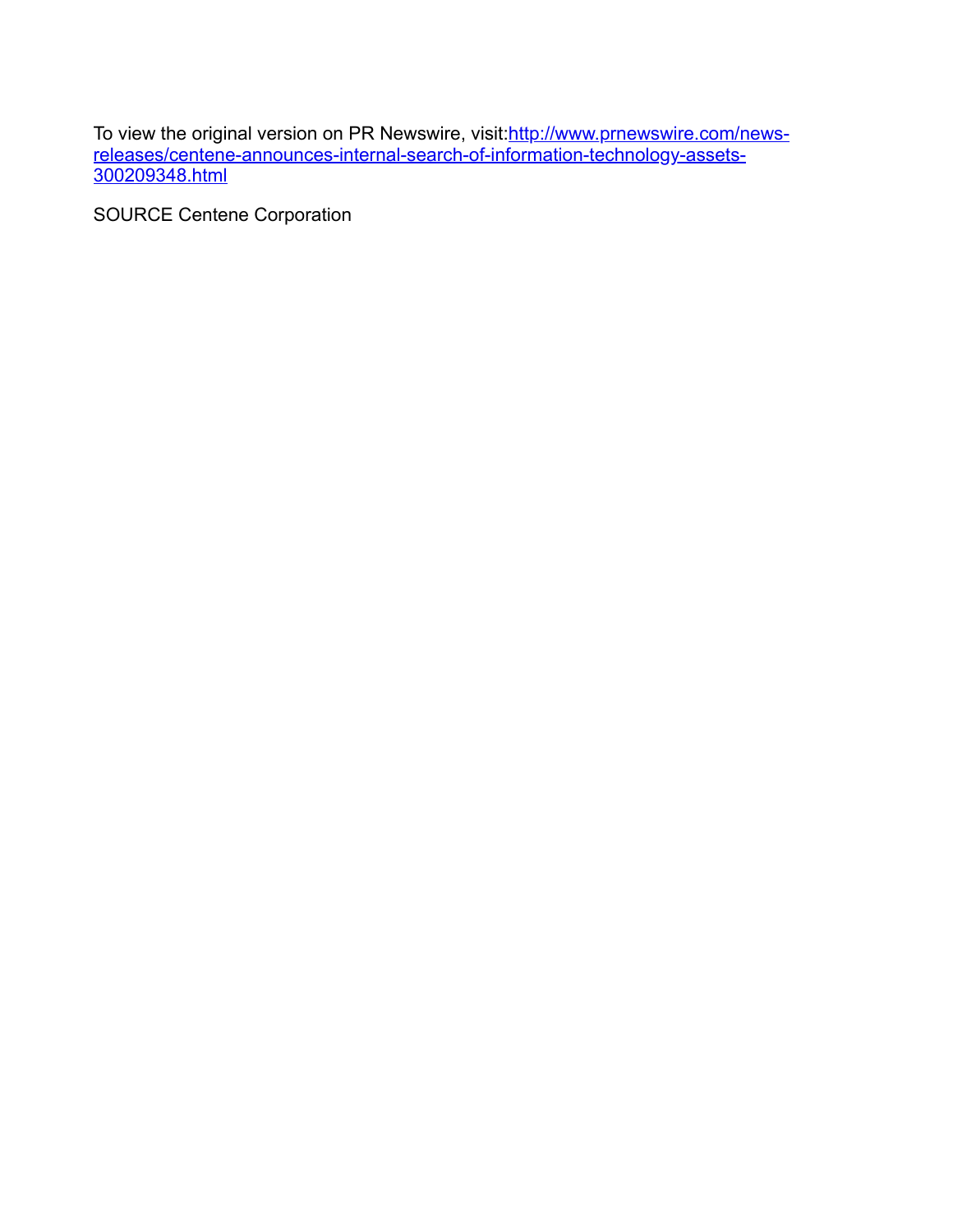To view the original version on PR Newswire, visit:[http://www.prnewswire.com/news-releases/centene-announces-internal-search-of-information-technology-assets-300209348.html](http://www.prnewswire.com/news-releases/centene-announces-internal-search-of-information-technology-assets-300209348.html)

SOURCE Centene Corporation